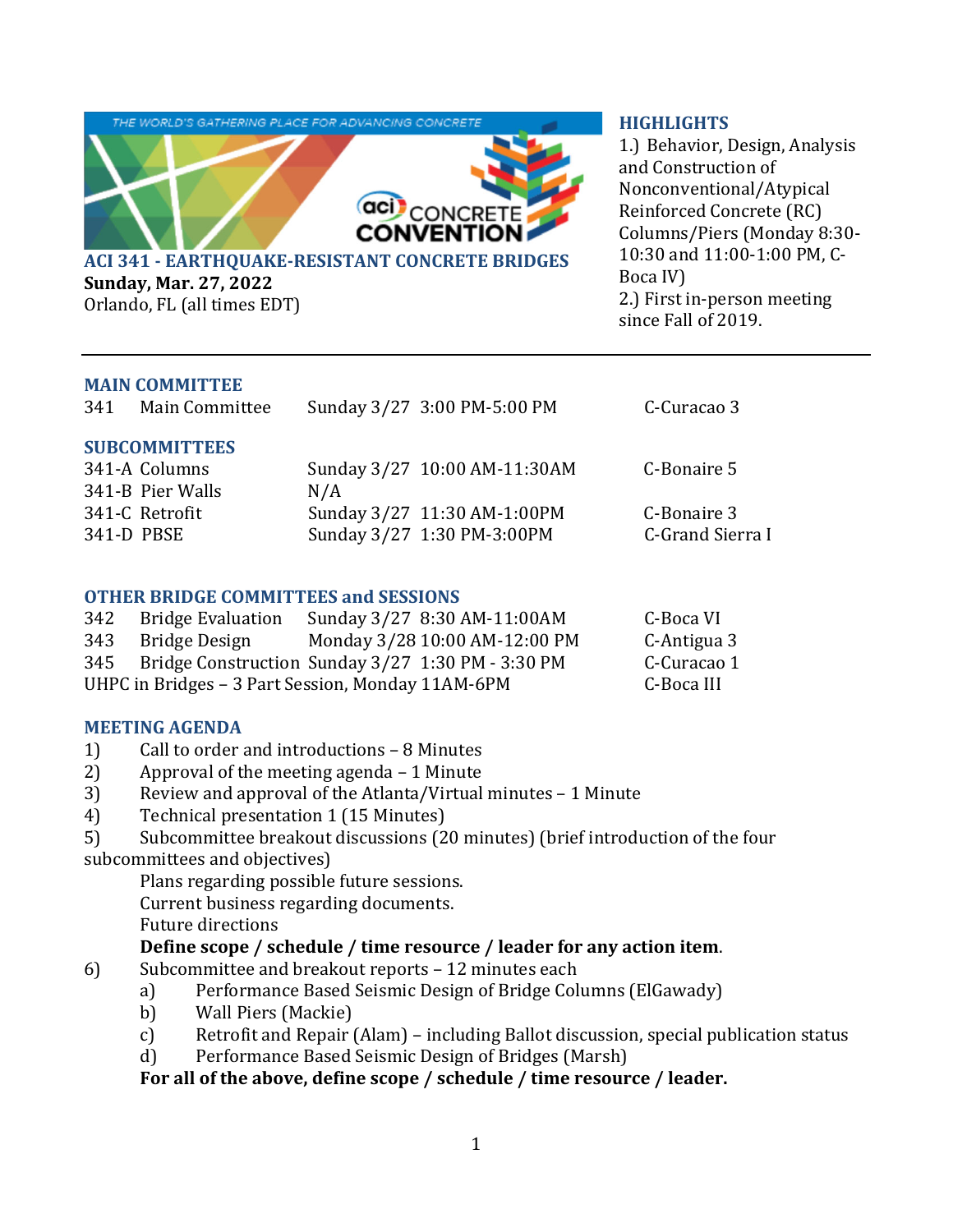THE WORLD'S GATHERING PLACE FOR ADVANCING CONCRETE

aci CONCRETE CONVENTION

## ACI 341 - EARTHQUAKE-RESISTANT CONCRETE BRIDGES

**Sunday, Mar. 27, 2022**
Orlando, FL (all times EDT)

### HIGHLIGHTS

1.) Behavior, Design, Analysis and Construction of Nonconventional/Atypical Reinforced Concrete (RC) Columns/Piers (Monday 8:30-10:30 and 11:00-1:00 PM, C-Boca IV)
2.) First in-person meeting since Fall of 2019.

---

### MAIN COMMITTEE

| | | | |
|---|---|---|---|
| 341 | Main Committee | Sunday 3/27 3:00 PM-5:00 PM | C-Curacao 3 |

### SUBCOMMITTEES

| | | | |
|---|---|---|---|
| 341-A | Columns | Sunday 3/27 10:00 AM-11:30AM | C-Bonaire 5 |
| 341-B | Pier Walls | N/A | |
| 341-C | Retrofit | Sunday 3/27 11:30 AM-1:00PM | C-Bonaire 3 |
| 341-D | PBSE | Sunday 3/27 1:30 PM-3:00PM | C-Grand Sierra I |

### OTHER BRIDGE COMMITTEES and SESSIONS

| | | | |
|---|---|---|---|
| 342 | Bridge Evaluation | Sunday 3/27 8:30 AM-11:00AM | C-Boca VI |
| 343 | Bridge Design | Monday 3/28 10:00 AM-12:00 PM | C-Antigua 3 |
| 345 | Bridge Construction | Sunday 3/27 1:30 PM - 3:30 PM | C-Curacao 1 |
| UHPC in Bridges – 3 Part Session, Monday 11AM-6PM | | | C-Boca III |

### MEETING AGENDA

1) Call to order and introductions – 8 Minutes
2) Approval of the meeting agenda – 1 Minute
3) Review and approval of the Atlanta/Virtual minutes – 1 Minute
4) Technical presentation 1 (15 Minutes)
5) Subcommittee breakout discussions (20 minutes) (brief introduction of the four subcommittees and objectives)
   Plans regarding possible future sessions.
   Current business regarding documents.
   Future directions
   **Define scope / schedule / time resource / leader for any action item**.
6) Subcommittee and breakout reports – 12 minutes each
   a) Performance Based Seismic Design of Bridge Columns (ElGawady)
   b) Wall Piers (Mackie)
   c) Retrofit and Repair (Alam) – including Ballot discussion, special publication status
   d) Performance Based Seismic Design of Bridges (Marsh)

   **For all of the above, define scope / schedule / time resource / leader.**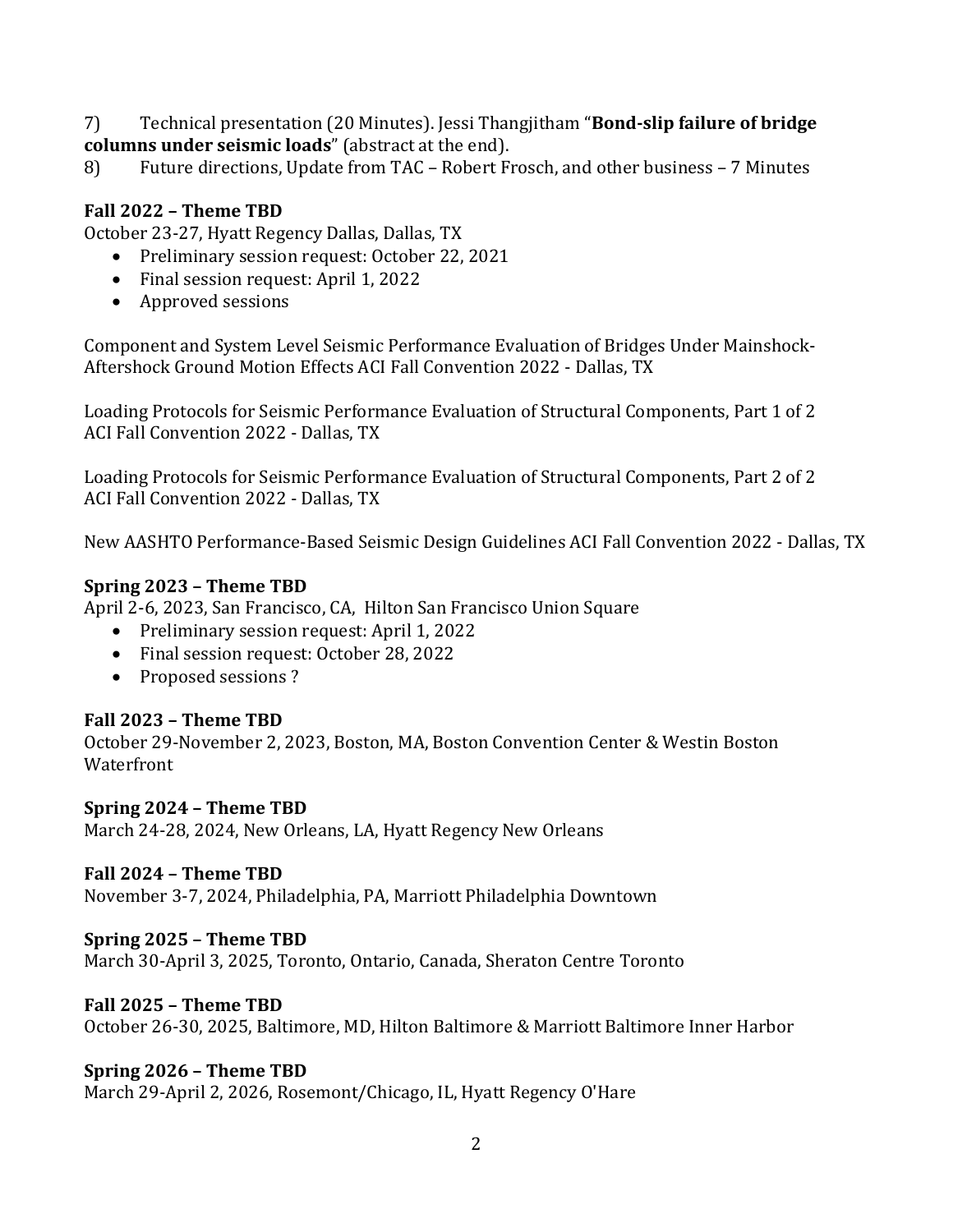7) Technical presentation (20 Minutes). Jessi Thangjitham "**Bond-slip failure of bridge columns under seismic loads**" (abstract at the end).

8) Future directions, Update from TAC – Robert Frosch, and other business – 7 Minutes

**Fall 2022 – Theme TBD**

October 23-27, Hyatt Regency Dallas, Dallas, TX

- Preliminary session request: October 22, 2021
- Final session request: April 1, 2022
- Approved sessions

Component and System Level Seismic Performance Evaluation of Bridges Under Mainshock-Aftershock Ground Motion Effects ACI Fall Convention 2022 - Dallas, TX

Loading Protocols for Seismic Performance Evaluation of Structural Components, Part 1 of 2 ACI Fall Convention 2022 - Dallas, TX

Loading Protocols for Seismic Performance Evaluation of Structural Components, Part 2 of 2 ACI Fall Convention 2022 - Dallas, TX

New AASHTO Performance-Based Seismic Design Guidelines ACI Fall Convention 2022 - Dallas, TX

**Spring 2023 – Theme TBD**

April 2-6, 2023, San Francisco, CA, Hilton San Francisco Union Square

- Preliminary session request: April 1, 2022
- Final session request: October 28, 2022
- Proposed sessions ?

**Fall 2023 – Theme TBD**

October 29-November 2, 2023, Boston, MA, Boston Convention Center & Westin Boston Waterfront

**Spring 2024 – Theme TBD**

March 24-28, 2024, New Orleans, LA, Hyatt Regency New Orleans

**Fall 2024 – Theme TBD**

November 3-7, 2024, Philadelphia, PA, Marriott Philadelphia Downtown

**Spring 2025 – Theme TBD**

March 30-April 3, 2025, Toronto, Ontario, Canada, Sheraton Centre Toronto

**Fall 2025 – Theme TBD**

October 26-30, 2025, Baltimore, MD, Hilton Baltimore & Marriott Baltimore Inner Harbor

**Spring 2026 – Theme TBD**

March 29-April 2, 2026, Rosemont/Chicago, IL, Hyatt Regency O'Hare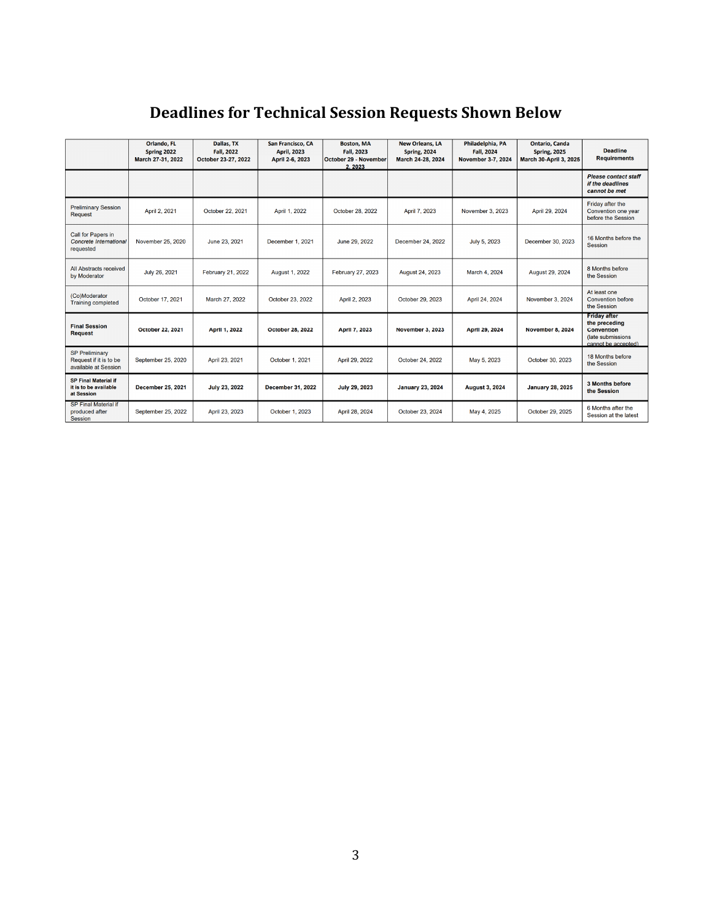# Deadlines for Technical Session Requests Shown Below

| | **Orlando, FL Spring 2022 March 27-31, 2022** | **Dallas, TX Fall, 2022 October 23-27, 2022** | **San Francisco, CA April, 2023 April 2-6, 2023** | **Boston, MA Fall, 2023 October 29 - November 2, 2023** | **New Orleans, LA Spring, 2024 March 24-28, 2024** | **Philadelphia, PA Fall, 2024 November 3-7, 2024** | **Ontario, Canda Spring, 2025 March 30-April 3, 2025** | **Deadline Requirements** |
|---|---|---|---|---|---|---|---|---|
| | | | | | | | | ***Please contact staff if the deadlines cannot be met*** |
| Preliminary Session Request | April 2, 2021 | October 22, 2021 | April 1, 2022 | October 28, 2022 | April 7, 2023 | November 3, 2023 | April 29, 2024 | Friday after the Convention one year before the Session |
| Call for Papers in *Concrete International* requested | November 25, 2020 | June 23, 2021 | December 1, 2021 | June 29, 2022 | December 24, 2022 | July 5, 2023 | December 30, 2023 | 16 Months before the Session |
| All Abstracts received by Moderator | July 26, 2021 | February 21, 2022 | August 1, 2022 | February 27, 2023 | August 24, 2023 | March 4, 2024 | August 29, 2024 | 8 Months before the Session |
| (Co)Moderator Training completed | October 17, 2021 | March 27, 2022 | October 23, 2022 | April 2, 2023 | October 29, 2023 | April 24, 2024 | November 3, 2024 | At least one Convention before the Session |
| **Final Session Request** | **October 22, 2021** | **April 1, 2022** | **October 28, 2022** | **April 7, 2023** | **November 3, 2023** | **April 29, 2024** | **November 8, 2024** | **Friday after the preceding Convention** (late submissions cannot be accepted) |
| SP Preliminary Request if it is to be available at Session | September 25, 2020 | April 23, 2021 | October 1, 2021 | April 29, 2022 | October 24, 2022 | May 5, 2023 | October 30, 2023 | 18 Months before the Session |
| **SP Final Material if it is to be available at Session** | **December 25, 2021** | **July 23, 2022** | **December 31, 2022** | **July 29, 2023** | **January 23, 2024** | **August 3, 2024** | **January 28, 2025** | **3 Months before the Session** |
| SP Final Material if produced after Session | September 25, 2022 | April 23, 2023 | October 1, 2023 | April 28, 2024 | October 23, 2024 | May 4, 2025 | October 29, 2025 | 6 Months after the Session at the latest |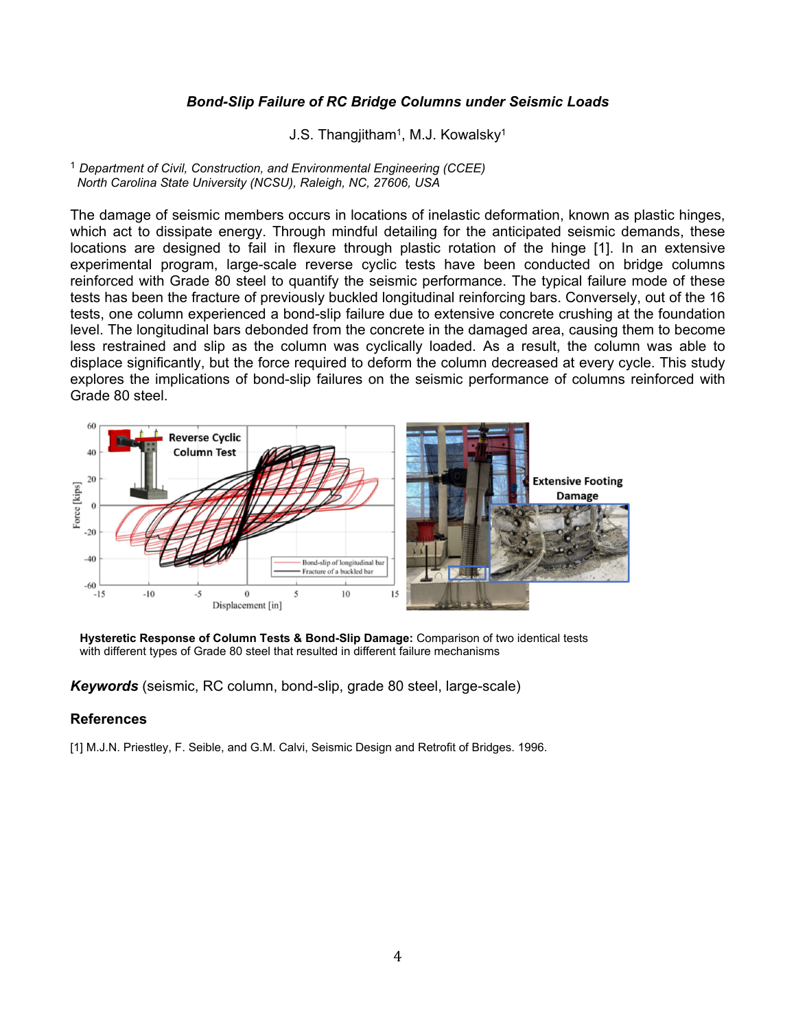### ***Bond-Slip Failure of RC Bridge Columns under Seismic Loads***

J.S. Thangjitham[1], M.J. Kowalsky[1]

[1] *Department of Civil, Construction, and Environmental Engineering (CCEE) North Carolina State University (NCSU), Raleigh, NC, 27606, USA*

The damage of seismic members occurs in locations of inelastic deformation, known as plastic hinges, which act to dissipate energy. Through mindful detailing for the anticipated seismic demands, these locations are designed to fail in flexure through plastic rotation of the hinge [1]. In an extensive experimental program, large-scale reverse cyclic tests have been conducted on bridge columns reinforced with Grade 80 steel to quantify the seismic performance. The typical failure mode of these tests has been the fracture of previously buckled longitudinal reinforcing bars. Conversely, out of the 16 tests, one column experienced a bond-slip failure due to extensive concrete crushing at the foundation level. The longitudinal bars debonded from the concrete in the damaged area, causing them to become less restrained and slip as the column was cyclically loaded. As a result, the column was able to displace significantly, but the force required to deform the column decreased at every cycle. This study explores the implications of bond-slip failures on the seismic performance of columns reinforced with Grade 80 steel.

Reverse Cyclic Column Test

Force [kips]

60
40
20
0
-20
-40
-60

-15 -10 -5 0 5 10 15

Displacement [in]

Bond-slip of longitudinal bar
Fracture of a buckled bar

Extensive Footing Damage

**Hysteretic Response of Column Tests & Bond-Slip Damage:** Comparison of two identical tests with different types of Grade 80 steel that resulted in different failure mechanisms

***Keywords*** (seismic, RC column, bond-slip, grade 80 steel, large-scale)

### **References**

[1] M.J.N. Priestley, F. Seible, and G.M. Calvi, Seismic Design and Retrofit of Bridges. 1996.